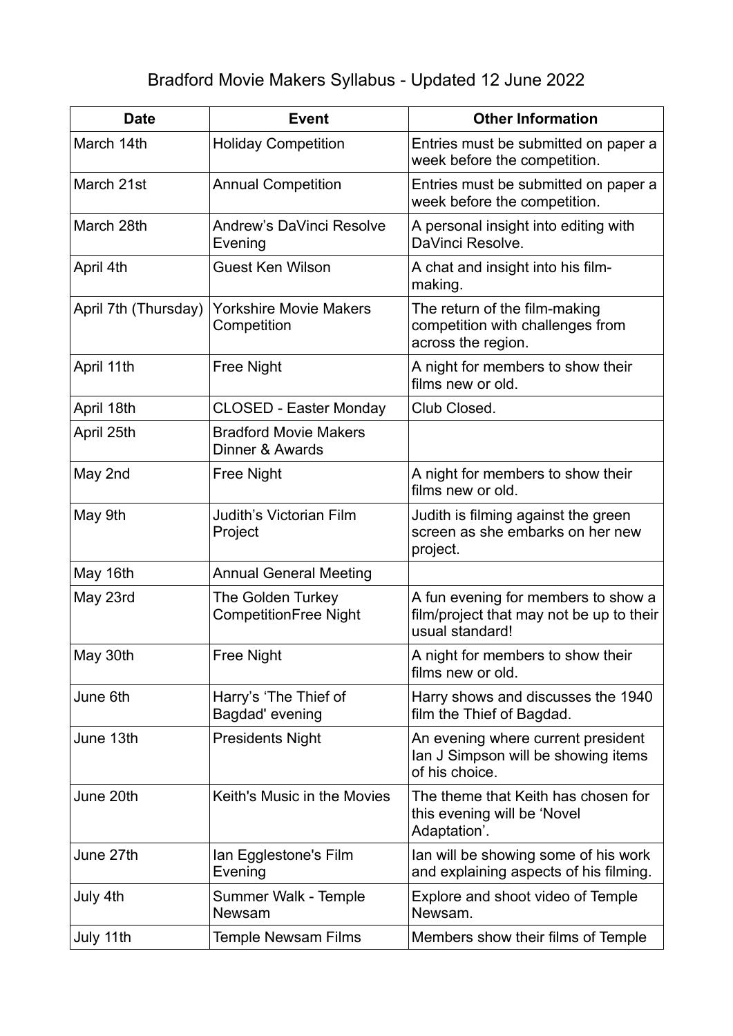# Bradford Movie Makers Syllabus - Updated 12 June 2022

| Date | Event | Other Information |
|---|---|---|
| March 14th | Holiday Competition | Entries must be submitted on paper a week before the competition. |
| March 21st | Annual Competition | Entries must be submitted on paper a week before the competition. |
| March 28th | Andrew's DaVinci Resolve Evening | A personal insight into editing with DaVinci Resolve. |
| April 4th | Guest Ken Wilson | A chat and insight into his film-making. |
| April 7th (Thursday) | Yorkshire Movie Makers Competition | The return of the film-making competition with challenges from across the region. |
| April 11th | Free Night | A night for members to show their films new or old. |
| April 18th | CLOSED - Easter Monday | Club Closed. |
| April 25th | Bradford Movie Makers Dinner & Awards | |
| May 2nd | Free Night | A night for members to show their films new or old. |
| May 9th | Judith's Victorian Film Project | Judith is filming against the green screen as she embarks on her new project. |
| May 16th | Annual General Meeting | |
| May 23rd | The Golden Turkey CompetitionFree Night | A fun evening for members to show a film/project that may not be up to their usual standard! |
| May 30th | Free Night | A night for members to show their films new or old. |
| June 6th | Harry's 'The Thief of Bagdad' evening | Harry shows and discusses the 1940 film the Thief of Bagdad. |
| June 13th | Presidents Night | An evening where current president Ian J Simpson will be showing items of his choice. |
| June 20th | Keith's Music in the Movies | The theme that Keith has chosen for this evening will be 'Novel Adaptation'. |
| June 27th | Ian Egglestone's Film Evening | Ian will be showing some of his work and explaining aspects of his filming. |
| July 4th | Summer Walk - Temple Newsam | Explore and shoot video of Temple Newsam. |
| July 11th | Temple Newsam Films | Members show their films of Temple |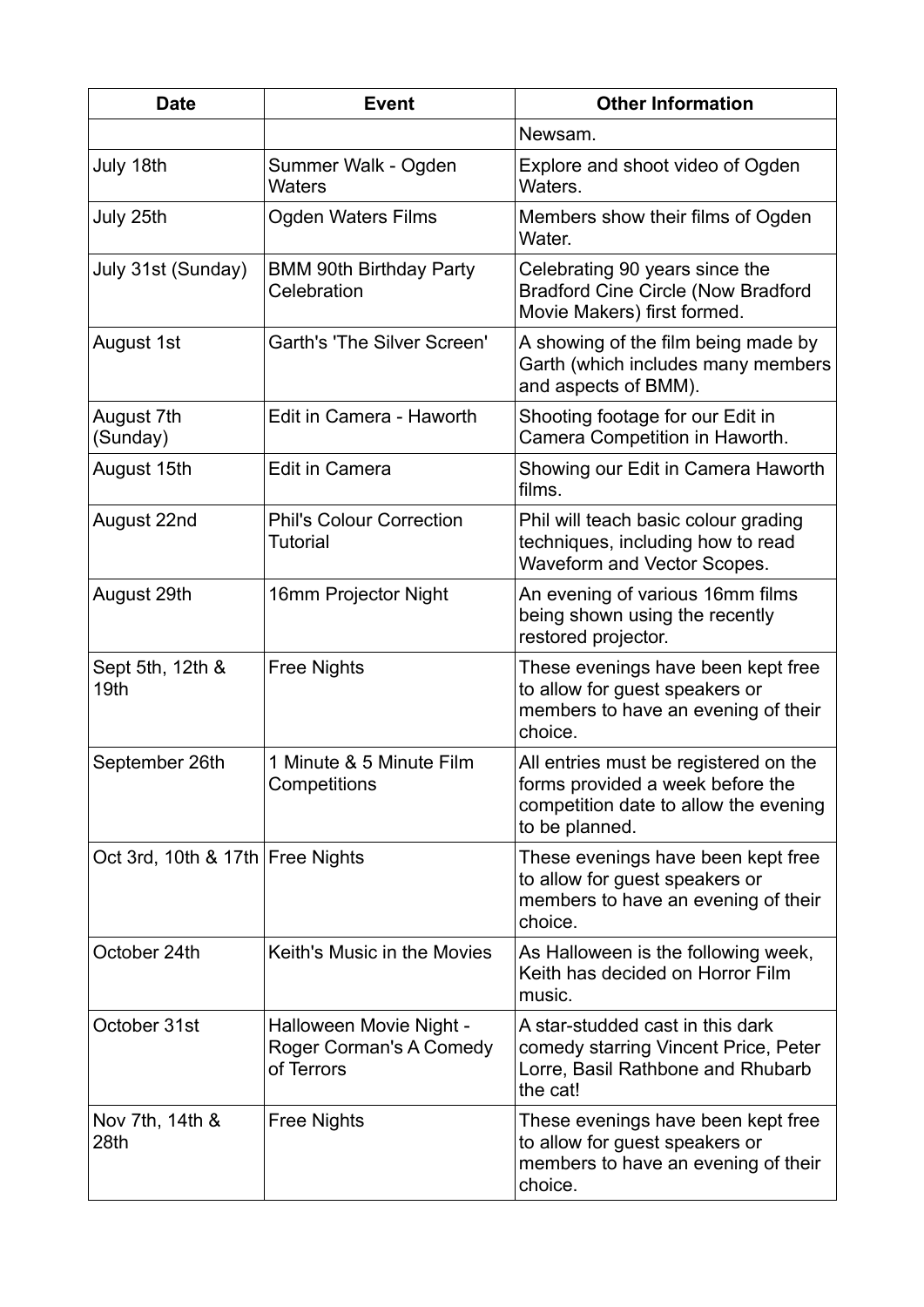| Date | Event | Other Information |
|---|---|---|
| | | Newsam. |
| July 18th | Summer Walk - Ogden Waters | Explore and shoot video of Ogden Waters. |
| July 25th | Ogden Waters Films | Members show their films of Ogden Water. |
| July 31st (Sunday) | BMM 90th Birthday Party Celebration | Celebrating 90 years since the Bradford Cine Circle (Now Bradford Movie Makers) first formed. |
| August 1st | Garth's 'The Silver Screen' | A showing of the film being made by Garth (which includes many members and aspects of BMM). |
| August 7th (Sunday) | Edit in Camera - Haworth | Shooting footage for our Edit in Camera Competition in Haworth. |
| August 15th | Edit in Camera | Showing our Edit in Camera Haworth films. |
| August 22nd | Phil's Colour Correction Tutorial | Phil will teach basic colour grading techniques, including how to read Waveform and Vector Scopes. |
| August 29th | 16mm Projector Night | An evening of various 16mm films being shown using the recently restored projector. |
| Sept 5th, 12th & 19th | Free Nights | These evenings have been kept free to allow for guest speakers or members to have an evening of their choice. |
| September 26th | 1 Minute & 5 Minute Film Competitions | All entries must be registered on the forms provided a week before the competition date to allow the evening to be planned. |
| Oct 3rd, 10th & 17th | Free Nights | These evenings have been kept free to allow for guest speakers or members to have an evening of their choice. |
| October 24th | Keith's Music in the Movies | As Halloween is the following week, Keith has decided on Horror Film music. |
| October 31st | Halloween Movie Night - Roger Corman's A Comedy of Terrors | A star-studded cast in this dark comedy starring Vincent Price, Peter Lorre, Basil Rathbone and Rhubarb the cat! |
| Nov 7th, 14th & 28th | Free Nights | These evenings have been kept free to allow for guest speakers or members to have an evening of their choice. |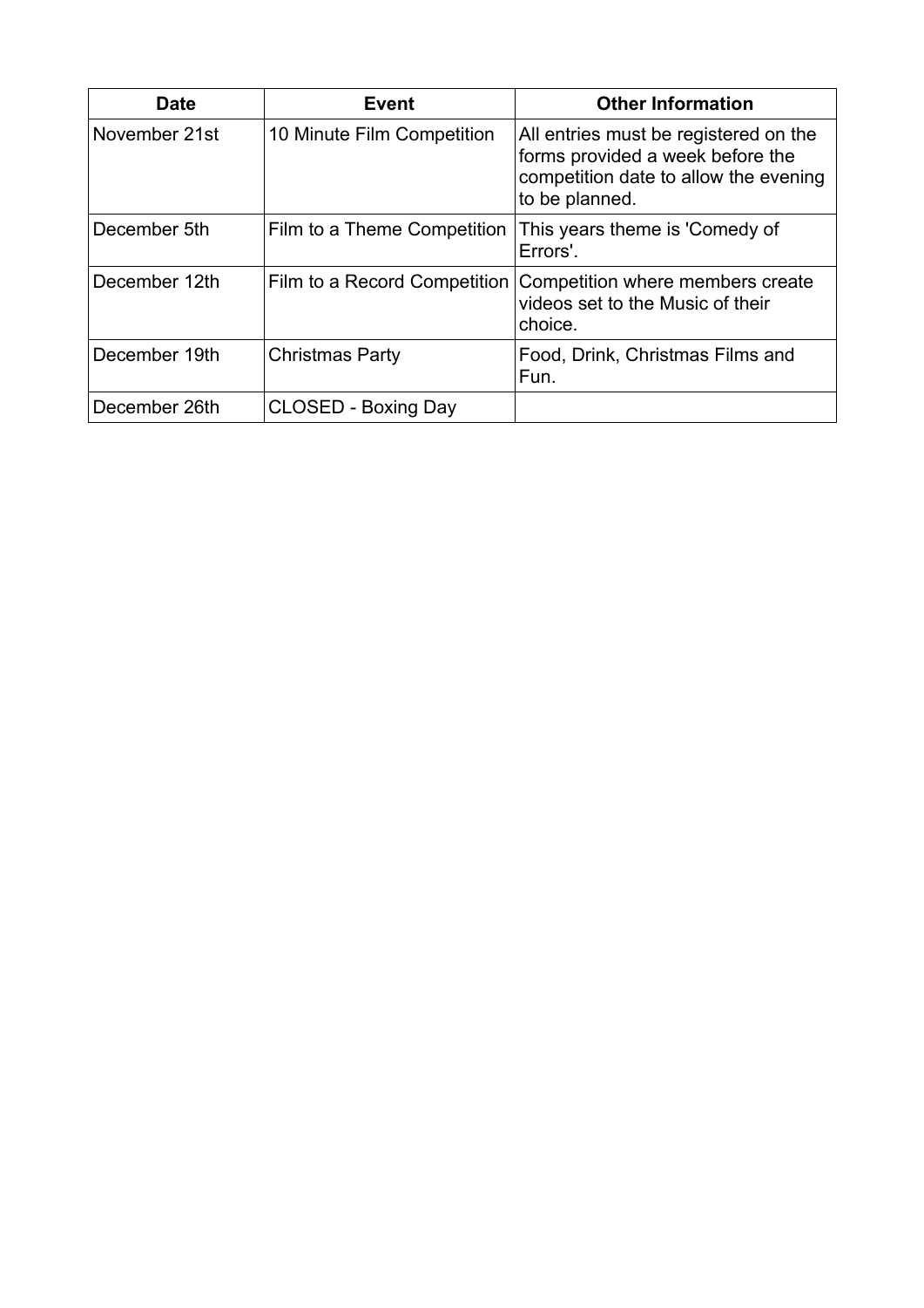| Date | Event | Other Information |
| --- | --- | --- |
| November 21st | 10 Minute Film Competition | All entries must be registered on the forms provided a week before the competition date to allow the evening to be planned. |
| December 5th | Film to a Theme Competition | This years theme is 'Comedy of Errors'. |
| December 12th | Film to a Record Competition | Competition where members create videos set to the Music of their choice. |
| December 19th | Christmas Party | Food, Drink, Christmas Films and Fun. |
| December 26th | CLOSED - Boxing Day | |